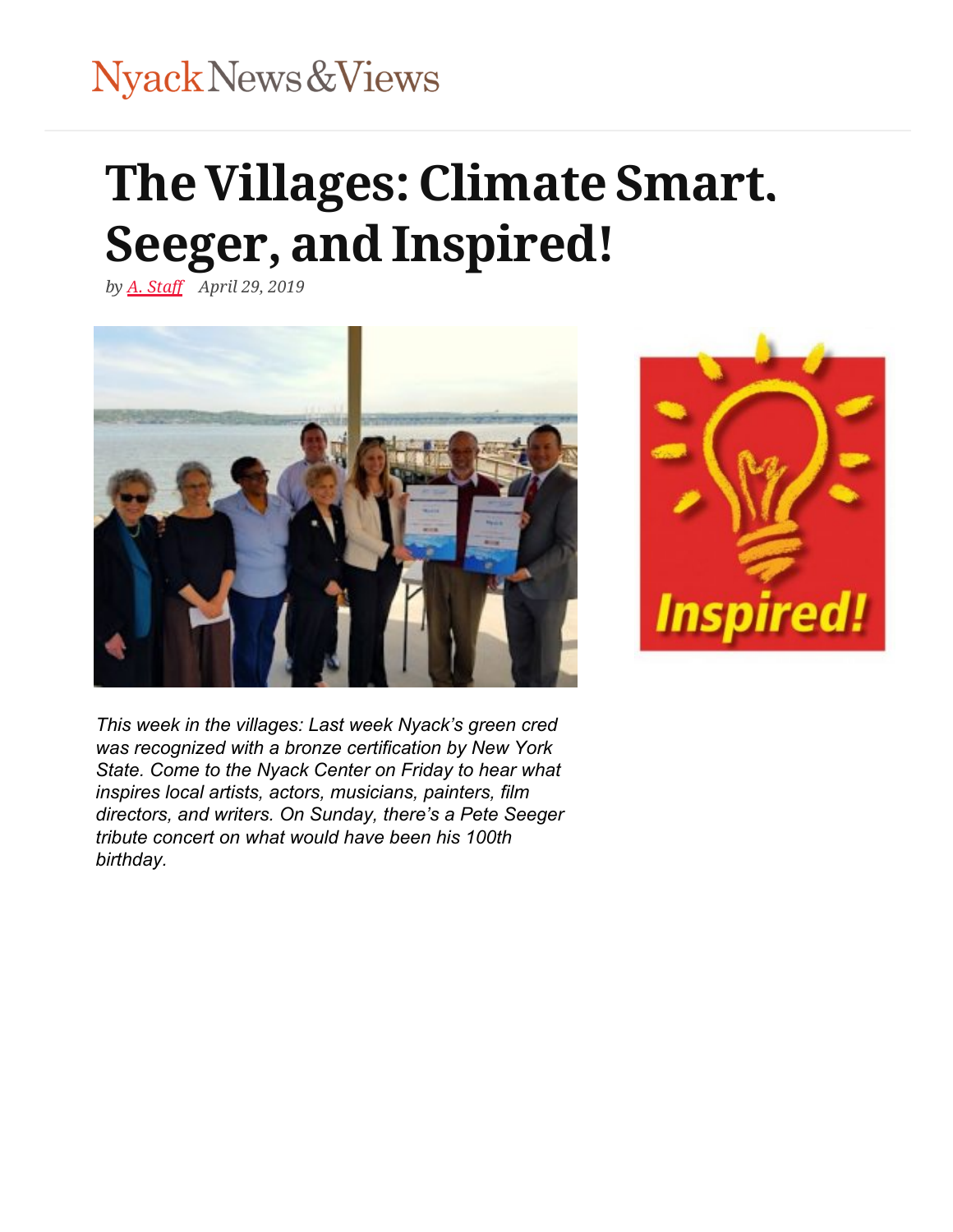Nyack News & Views

# The Villages: Climate Smart. Seeger, and Inspired!

*by A. Staff   April 29, 2019*

*This week in the villages: Last week Nyack's green cred was recognized with a bronze certification by New York State. Come to the Nyack Center on Friday to hear what inspires local artists, actors, musicians, painters, film directors, and writers. On Sunday, there's a Pete Seeger tribute concert on what would have been his 100th birthday.*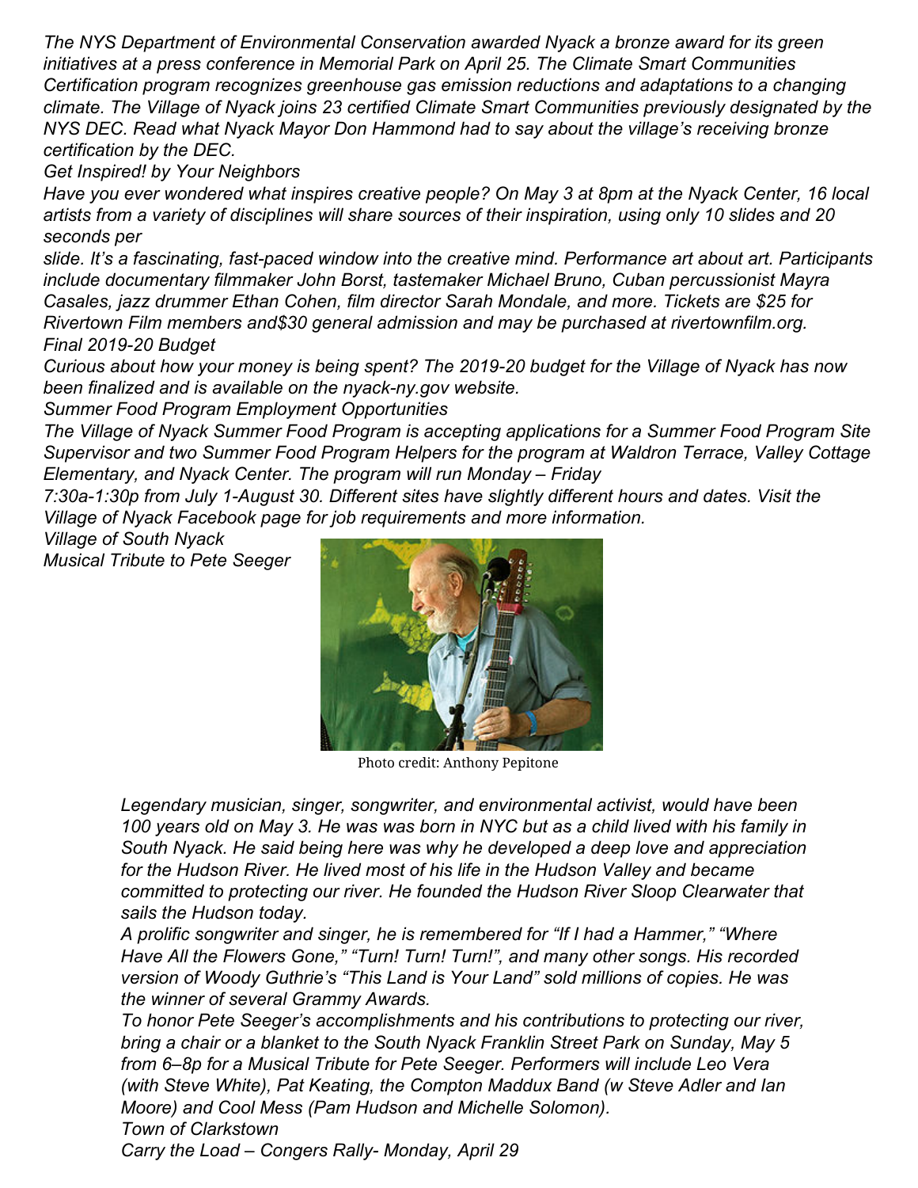*The NYS Department of Environmental Conservation awarded Nyack a bronze award for its green initiatives at a press conference in Memorial Park on April 25. The Climate Smart Communities Certification program recognizes greenhouse gas emission reductions and adaptations to a changing climate. The Village of Nyack joins 23 certified Climate Smart Communities previously designated by the NYS DEC. Read what Nyack Mayor Don Hammond had to say about the village's receiving bronze certification by the DEC.*

*Get Inspired! by Your Neighbors*

*Have you ever wondered what inspires creative people? On May 3 at 8pm at the Nyack Center, 16 local artists from a variety of disciplines will share sources of their inspiration, using only 10 slides and 20 seconds per slide. It's a fascinating, fast-paced window into the creative mind. Performance art about art. Participants include documentary filmmaker John Borst, tastemaker Michael Bruno, Cuban percussionist Mayra Casales, jazz drummer Ethan Cohen, film director Sarah Mondale, and more. Tickets are $25 for Rivertown Film members and$30 general admission and may be purchased at rivertownfilm.org.*

*Final 2019-20 Budget*

*Curious about how your money is being spent? The 2019-20 budget for the Village of Nyack has now been finalized and is available on the nyack-ny.gov website.*

*Summer Food Program Employment Opportunities*

*The Village of Nyack Summer Food Program is accepting applications for a Summer Food Program Site Supervisor and two Summer Food Program Helpers for the program at Waldron Terrace, Valley Cottage Elementary, and Nyack Center. The program will run Monday – Friday 7:30a-1:30p from July 1-August 30. Different sites have slightly different hours and dates. Visit the Village of Nyack Facebook page for job requirements and more information.*

*Village of South Nyack*

*Musical Tribute to Pete Seeger*

Photo credit: Anthony Pepitone

*Legendary musician, singer, songwriter, and environmental activist, would have been 100 years old on May 3. He was was born in NYC but as a child lived with his family in South Nyack. He said being here was why he developed a deep love and appreciation for the Hudson River. He lived most of his life in the Hudson Valley and became committed to protecting our river. He founded the Hudson River Sloop Clearwater that sails the Hudson today.*

*A prolific songwriter and singer, he is remembered for "If I had a Hammer," "Where Have All the Flowers Gone," "Turn! Turn! Turn!", and many other songs. His recorded version of Woody Guthrie's "This Land is Your Land" sold millions of copies. He was the winner of several Grammy Awards.*

*To honor Pete Seeger's accomplishments and his contributions to protecting our river, bring a chair or a blanket to the South Nyack Franklin Street Park on Sunday, May 5 from 6–8p for a Musical Tribute for Pete Seeger. Performers will include Leo Vera (with Steve White), Pat Keating, the Compton Maddux Band (w Steve Adler and Ian Moore) and Cool Mess (Pam Hudson and Michelle Solomon).*

*Town of Clarkstown*

*Carry the Load – Congers Rally- Monday, April 29*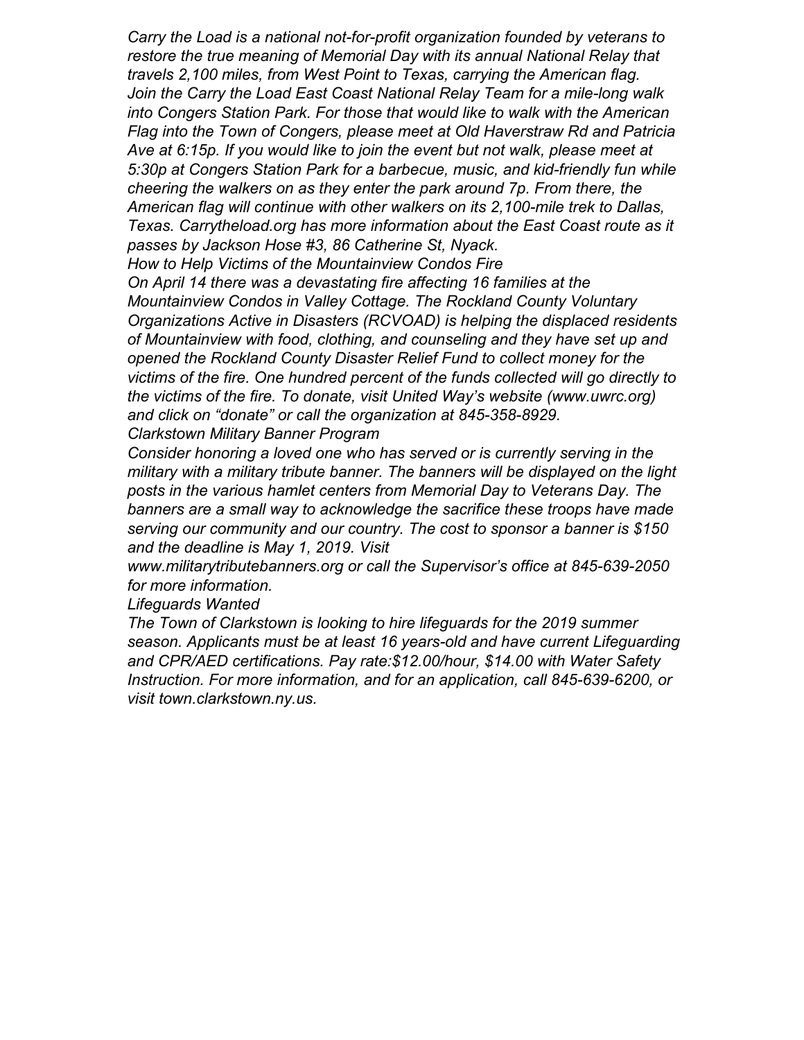*Carry the Load is a national not-for-profit organization founded by veterans to restore the true meaning of Memorial Day with its annual National Relay that travels 2,100 miles, from West Point to Texas, carrying the American flag. Join the Carry the Load East Coast National Relay Team for a mile-long walk into Congers Station Park. For those that would like to walk with the American Flag into the Town of Congers, please meet at Old Haverstraw Rd and Patricia Ave at 6:15p. If you would like to join the event but not walk, please meet at 5:30p at Congers Station Park for a barbecue, music, and kid-friendly fun while cheering the walkers on as they enter the park around 7p. From there, the American flag will continue with other walkers on its 2,100-mile trek to Dallas, Texas. Carrytheload.org has more information about the East Coast route as it passes by Jackson Hose #3, 86 Catherine St, Nyack.*

*How to Help Victims of the Mountainview Condos Fire*

*On April 14 there was a devastating fire affecting 16 families at the Mountainview Condos in Valley Cottage. The Rockland County Voluntary Organizations Active in Disasters (RCVOAD) is helping the displaced residents of Mountainview with food, clothing, and counseling and they have set up and opened the Rockland County Disaster Relief Fund to collect money for the victims of the fire. One hundred percent of the funds collected will go directly to the victims of the fire. To donate, visit United Way's website (www.uwrc.org) and click on "donate" or call the organization at 845-358-8929.*

*Clarkstown Military Banner Program*

*Consider honoring a loved one who has served or is currently serving in the military with a military tribute banner. The banners will be displayed on the light posts in the various hamlet centers from Memorial Day to Veterans Day. The banners are a small way to acknowledge the sacrifice these troops have made serving our community and our country. The cost to sponsor a banner is $150 and the deadline is May 1, 2019. Visit www.militarytributebanners.org or call the Supervisor's office at 845-639-2050 for more information.*

*Lifeguards Wanted*

*The Town of Clarkstown is looking to hire lifeguards for the 2019 summer season. Applicants must be at least 16 years-old and have current Lifeguarding and CPR/AED certifications. Pay rate:$12.00/hour, $14.00 with Water Safety Instruction. For more information, and for an application, call 845-639-6200, or visit town.clarkstown.ny.us.*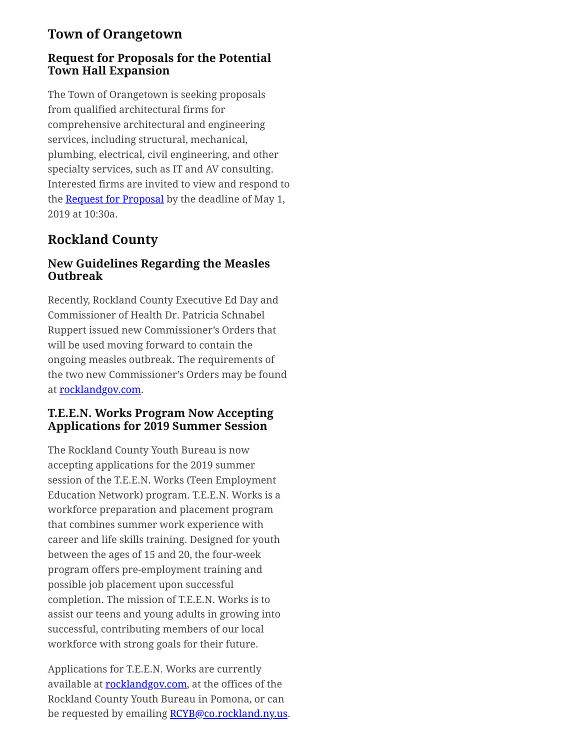## Town of Orangetown

### Request for Proposals for the Potential Town Hall Expansion

The Town of Orangetown is seeking proposals from qualified architectural firms for comprehensive architectural and engineering services, including structural, mechanical, plumbing, electrical, civil engineering, and other specialty services, such as IT and AV consulting. Interested firms are invited to view and respond to the Request for Proposal by the deadline of May 1, 2019 at 10:30a.

## Rockland County

### New Guidelines Regarding the Measles Outbreak

Recently, Rockland County Executive Ed Day and Commissioner of Health Dr. Patricia Schnabel Ruppert issued new Commissioner's Orders that will be used moving forward to contain the ongoing measles outbreak. The requirements of the two new Commissioner's Orders may be found at rocklandgov.com.

### T.E.E.N. Works Program Now Accepting Applications for 2019 Summer Session

The Rockland County Youth Bureau is now accepting applications for the 2019 summer session of the T.E.E.N. Works (Teen Employment Education Network) program. T.E.E.N. Works is a workforce preparation and placement program that combines summer work experience with career and life skills training. Designed for youth between the ages of 15 and 20, the four-week program offers pre-employment training and possible job placement upon successful completion. The mission of T.E.E.N. Works is to assist our teens and young adults in growing into successful, contributing members of our local workforce with strong goals for their future.

Applications for T.E.E.N. Works are currently available at rocklandgov.com, at the offices of the Rockland County Youth Bureau in Pomona, or can be requested by emailing RCYB@co.rockland.ny.us.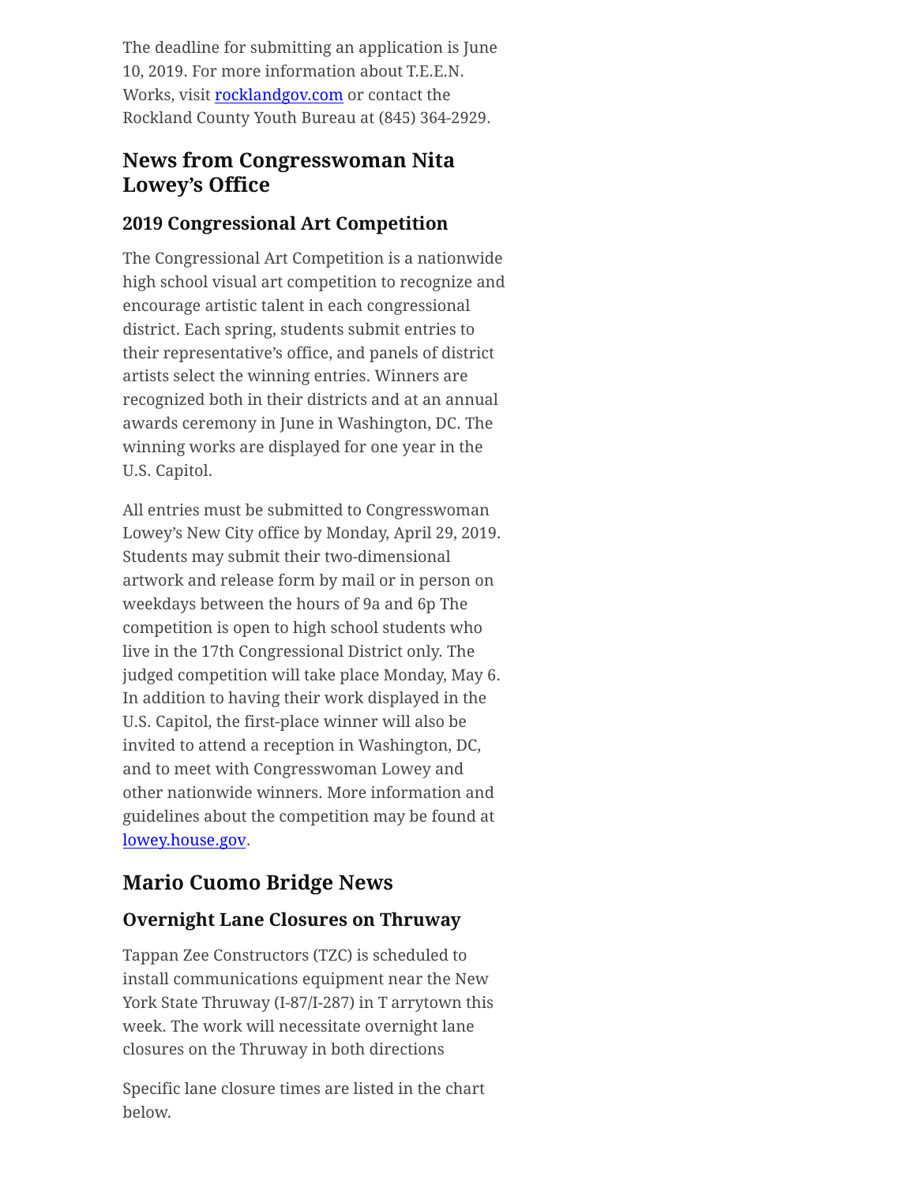The deadline for submitting an application is June 10, 2019. For more information about T.E.E.N. Works, visit [rocklandgov.com](rocklandgov.com) or contact the Rockland County Youth Bureau at (845) 364-2929.

## News from Congresswoman Nita Lowey's Office

### 2019 Congressional Art Competition

The Congressional Art Competition is a nationwide high school visual art competition to recognize and encourage artistic talent in each congressional district. Each spring, students submit entries to their representative's office, and panels of district artists select the winning entries. Winners are recognized both in their districts and at an annual awards ceremony in June in Washington, DC. The winning works are displayed for one year in the U.S. Capitol.

All entries must be submitted to Congresswoman Lowey's New City office by Monday, April 29, 2019. Students may submit their two-dimensional artwork and release form by mail or in person on weekdays between the hours of 9a and 6p The competition is open to high school students who live in the 17th Congressional District only. The judged competition will take place Monday, May 6. In addition to having their work displayed in the U.S. Capitol, the first-place winner will also be invited to attend a reception in Washington, DC, and to meet with Congresswoman Lowey and other nationwide winners. More information and guidelines about the competition may be found at [lowey.house.gov](lowey.house.gov).

## Mario Cuomo Bridge News

### Overnight Lane Closures on Thruway

Tappan Zee Constructors (TZC) is scheduled to install communications equipment near the New York State Thruway (I-87/I-287) in T arrytown this week. The work will necessitate overnight lane closures on the Thruway in both directions

Specific lane closure times are listed in the chart below.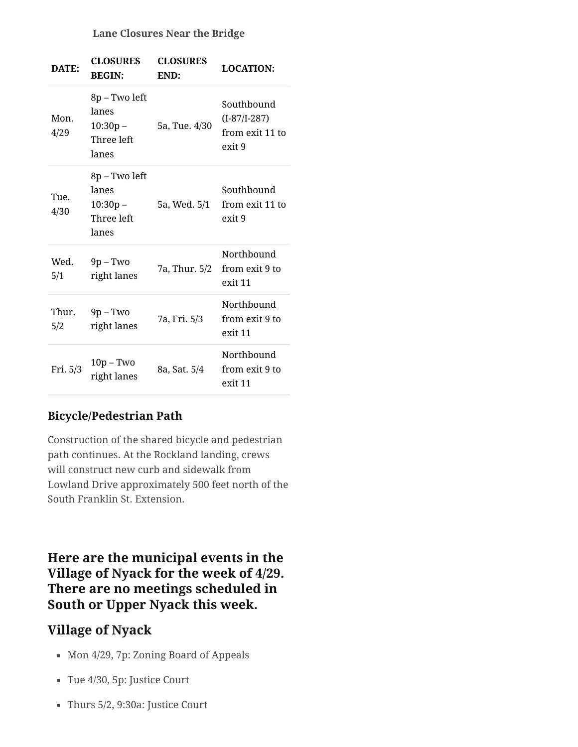**Lane Closures Near the Bridge**

| DATE: | CLOSURES BEGIN: | CLOSURES END: | LOCATION: |
|---|---|---|---|
| Mon. 4/29 | 8p – Two left lanes<br>10:30p – Three left lanes | 5a, Tue. 4/30 | Southbound (I-87/I-287) from exit 11 to exit 9 |
| Tue. 4/30 | 8p – Two left lanes<br>10:30p – Three left lanes | 5a, Wed. 5/1 | Southbound from exit 11 to exit 9 |
| Wed. 5/1 | 9p – Two right lanes | 7a, Thur. 5/2 | Northbound from exit 9 to exit 11 |
| Thur. 5/2 | 9p – Two right lanes | 7a, Fri. 5/3 | Northbound from exit 9 to exit 11 |
| Fri. 5/3 | 10p – Two right lanes | 8a, Sat. 5/4 | Northbound from exit 9 to exit 11 |

### Bicycle/Pedestrian Path

Construction of the shared bicycle and pedestrian path continues. At the Rockland landing, crews will construct new curb and sidewalk from Lowland Drive approximately 500 feet north of the South Franklin St. Extension.

## Here are the municipal events in the Village of Nyack for the week of 4/29. There are no meetings scheduled in South or Upper Nyack this week.

### Village of Nyack

- Mon 4/29, 7p: Zoning Board of Appeals
- Tue 4/30, 5p: Justice Court
- Thurs 5/2, 9:30a: Justice Court